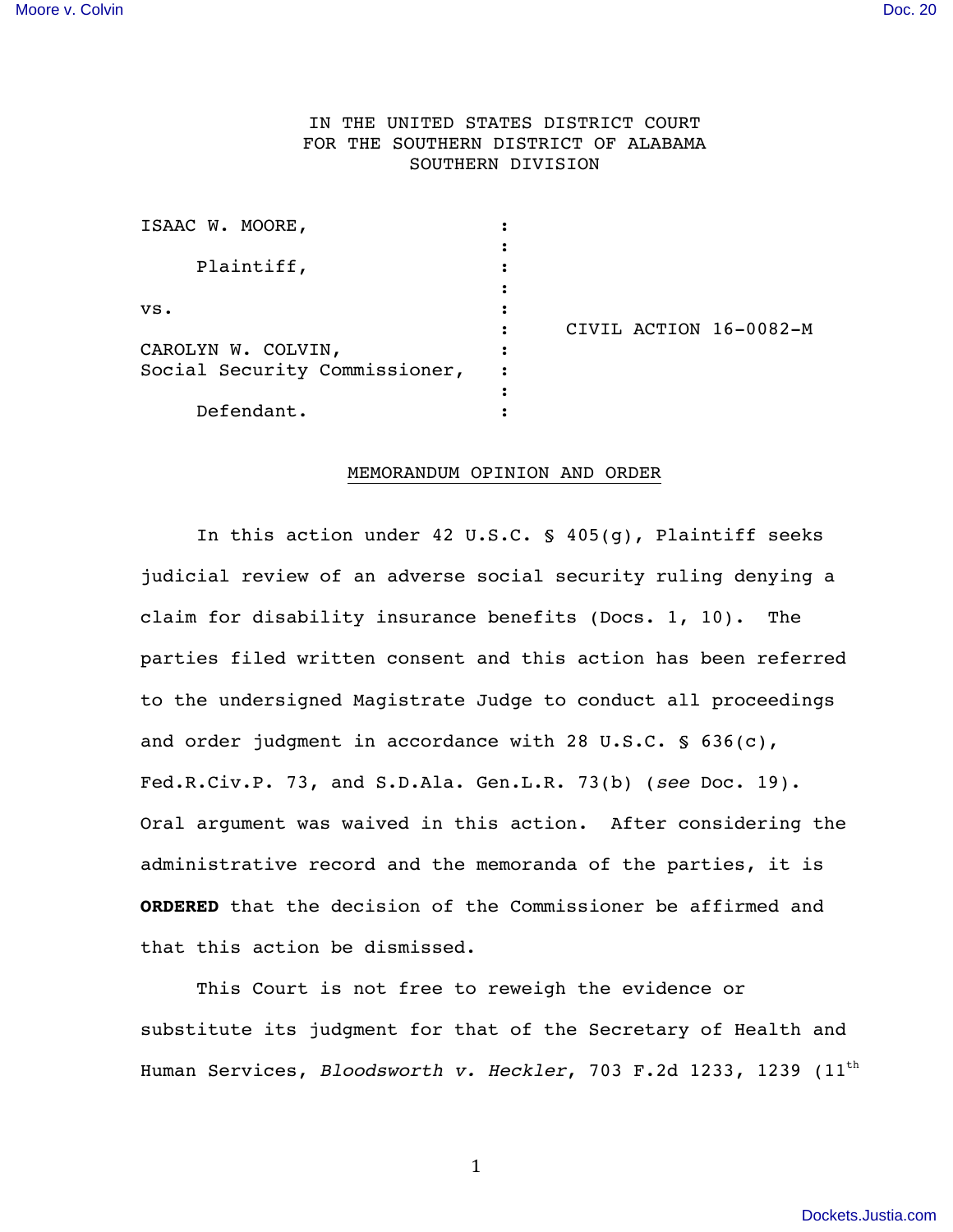IN THE UNITED STATES DISTRICT COURT
FOR THE SOUTHERN DISTRICT OF ALABAMA
SOUTHERN DIVISION

| | | |
|---|---|---|
| ISAAC W. MOORE, | : | |
| | : | |
| Plaintiff, | : | |
| | : | |
| vs. | : | |
| | : | CIVIL ACTION 16-0082-M |
| CAROLYN W. COLVIN, | : | |
| Social Security Commissioner, | : | |
| | : | |
| Defendant. | : | |

MEMORANDUM OPINION AND ORDER

In this action under 42 U.S.C. § 405(g), Plaintiff seeks judicial review of an adverse social security ruling denying a claim for disability insurance benefits (Docs. 1, 10). The parties filed written consent and this action has been referred to the undersigned Magistrate Judge to conduct all proceedings and order judgment in accordance with 28 U.S.C. § 636(c), Fed.R.Civ.P. 73, and S.D.Ala. Gen.L.R. 73(b) (*see* Doc. 19). Oral argument was waived in this action. After considering the administrative record and the memoranda of the parties, it is **ORDERED** that the decision of the Commissioner be affirmed and that this action be dismissed.

This Court is not free to reweigh the evidence or substitute its judgment for that of the Secretary of Health and Human Services, *Bloodsworth v. Heckler*, 703 F.2d 1233, 1239 (11th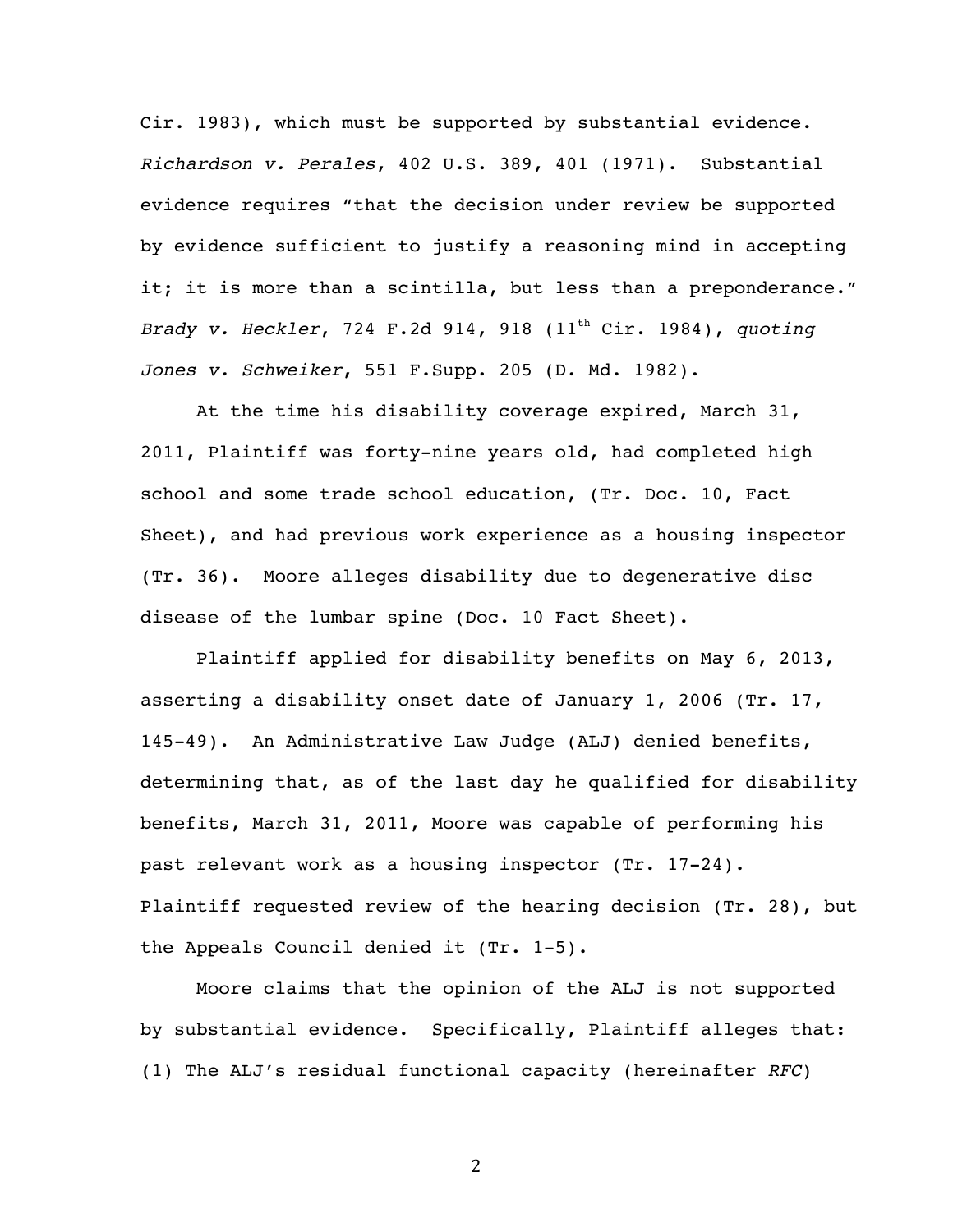Cir. 1983), which must be supported by substantial evidence. *Richardson v. Perales*, 402 U.S. 389, 401 (1971). Substantial evidence requires "that the decision under review be supported by evidence sufficient to justify a reasoning mind in accepting it; it is more than a scintilla, but less than a preponderance." *Brady v. Heckler*, 724 F.2d 914, 918 (11th Cir. 1984), *quoting Jones v. Schweiker*, 551 F.Supp. 205 (D. Md. 1982).

At the time his disability coverage expired, March 31, 2011, Plaintiff was forty-nine years old, had completed high school and some trade school education, (Tr. Doc. 10, Fact Sheet), and had previous work experience as a housing inspector (Tr. 36). Moore alleges disability due to degenerative disc disease of the lumbar spine (Doc. 10 Fact Sheet).

Plaintiff applied for disability benefits on May 6, 2013, asserting a disability onset date of January 1, 2006 (Tr. 17, 145-49). An Administrative Law Judge (ALJ) denied benefits, determining that, as of the last day he qualified for disability benefits, March 31, 2011, Moore was capable of performing his past relevant work as a housing inspector (Tr. 17-24). Plaintiff requested review of the hearing decision (Tr. 28), but the Appeals Council denied it (Tr. 1-5).

Moore claims that the opinion of the ALJ is not supported by substantial evidence. Specifically, Plaintiff alleges that: (1) The ALJ's residual functional capacity (hereinafter *RFC*)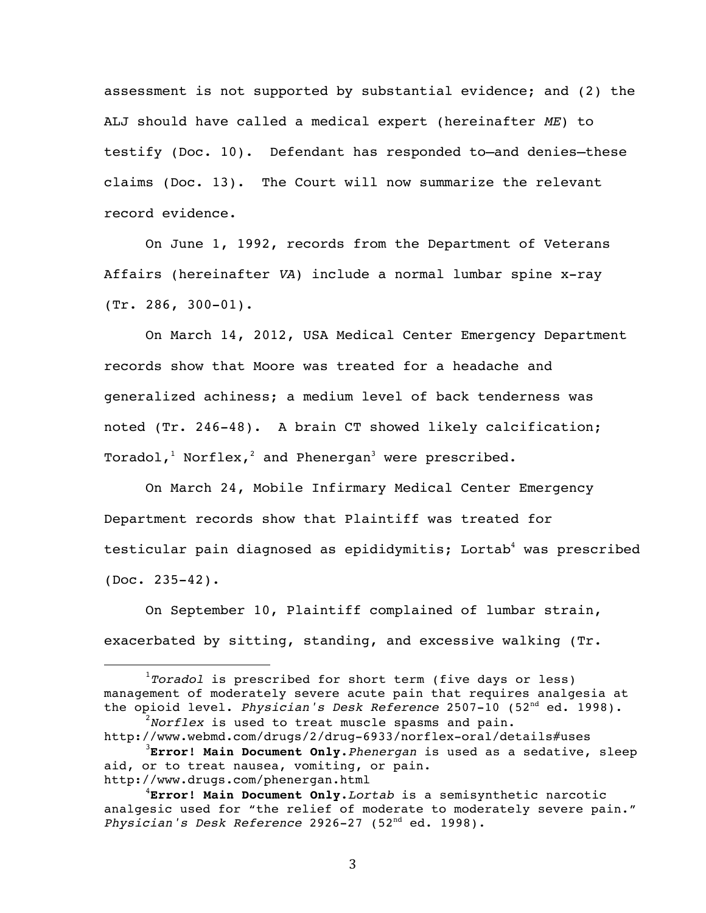assessment is not supported by substantial evidence; and (2) the ALJ should have called a medical expert (hereinafter *ME*) to testify (Doc. 10). Defendant has responded to—and denies—these claims (Doc. 13). The Court will now summarize the relevant record evidence.

On June 1, 1992, records from the Department of Veterans Affairs (hereinafter *VA*) include a normal lumbar spine x-ray (Tr. 286, 300-01).

On March 14, 2012, USA Medical Center Emergency Department records show that Moore was treated for a headache and generalized achiness; a medium level of back tenderness was noted (Tr. 246-48). A brain CT showed likely calcification; Toradol,[1] Norflex,[2] and Phenergan[3] were prescribed.

On March 24, Mobile Infirmary Medical Center Emergency Department records show that Plaintiff was treated for testicular pain diagnosed as epididymitis; Lortab[4] was prescribed (Doc. 235-42).

On September 10, Plaintiff complained of lumbar strain, exacerbated by sitting, standing, and excessive walking (Tr.

---

[1] *Toradol* is prescribed for short term (five days or less) management of moderately severe acute pain that requires analgesia at the opioid level. *Physician's Desk Reference* 2507-10 (52nd ed. 1998).

[2] *Norflex* is used to treat muscle spasms and pain. http://www.webmd.com/drugs/2/drug-6933/norflex-oral/details#uses

[3] **Error! Main Document Only.** *Phenergan* is used as a sedative, sleep aid, or to treat nausea, vomiting, or pain. http://www.drugs.com/phenergan.html

[4] **Error! Main Document Only.** *Lortab* is a semisynthetic narcotic analgesic used for "the relief of moderate to moderately severe pain." *Physician's Desk Reference* 2926-27 (52nd ed. 1998).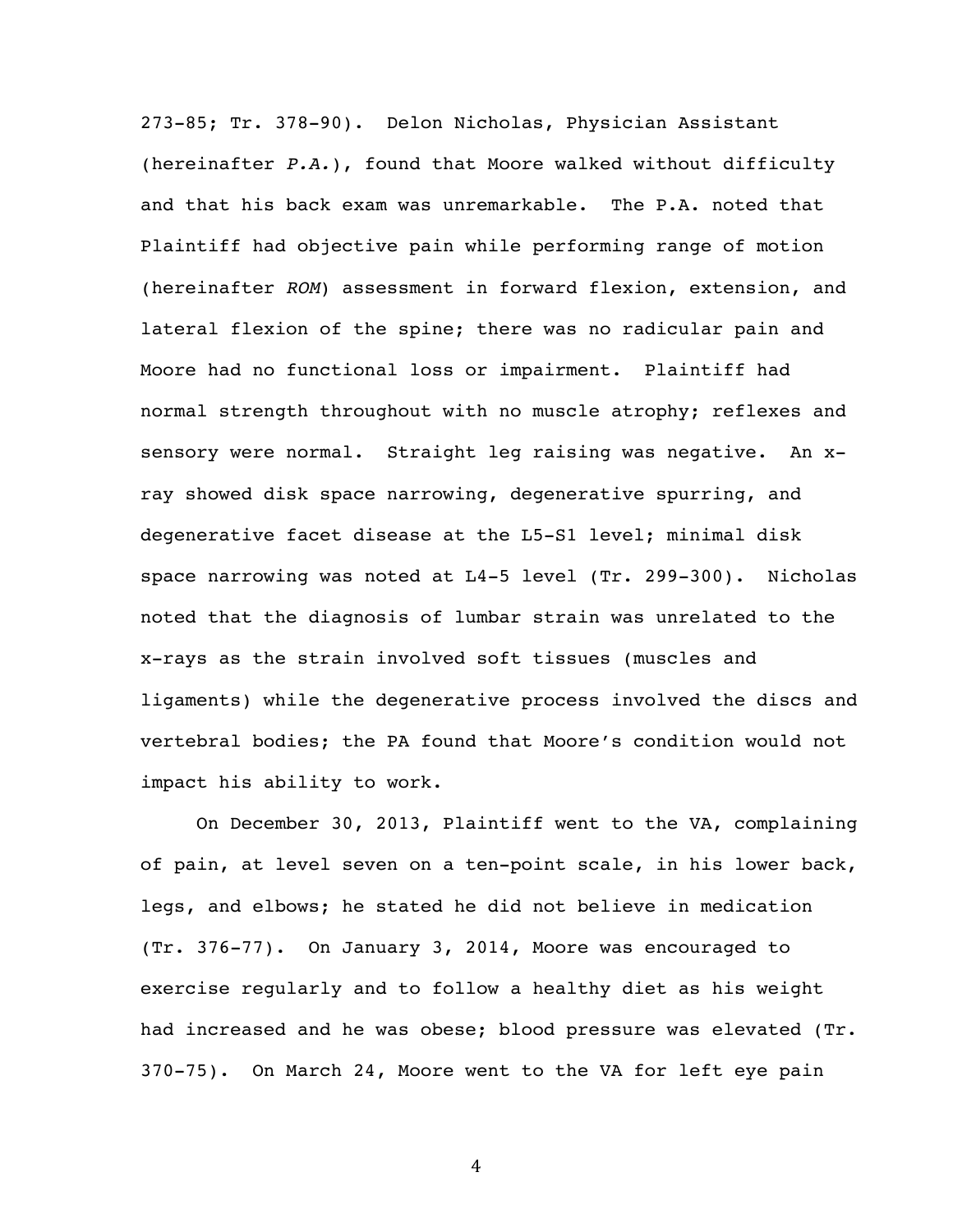273-85; Tr. 378-90). Delon Nicholas, Physician Assistant (hereinafter *P.A.*), found that Moore walked without difficulty and that his back exam was unremarkable. The P.A. noted that Plaintiff had objective pain while performing range of motion (hereinafter *ROM*) assessment in forward flexion, extension, and lateral flexion of the spine; there was no radicular pain and Moore had no functional loss or impairment. Plaintiff had normal strength throughout with no muscle atrophy; reflexes and sensory were normal. Straight leg raising was negative. An x-ray showed disk space narrowing, degenerative spurring, and degenerative facet disease at the L5-S1 level; minimal disk space narrowing was noted at L4-5 level (Tr. 299-300). Nicholas noted that the diagnosis of lumbar strain was unrelated to the x-rays as the strain involved soft tissues (muscles and ligaments) while the degenerative process involved the discs and vertebral bodies; the PA found that Moore's condition would not impact his ability to work.

On December 30, 2013, Plaintiff went to the VA, complaining of pain, at level seven on a ten-point scale, in his lower back, legs, and elbows; he stated he did not believe in medication (Tr. 376-77). On January 3, 2014, Moore was encouraged to exercise regularly and to follow a healthy diet as his weight had increased and he was obese; blood pressure was elevated (Tr. 370-75). On March 24, Moore went to the VA for left eye pain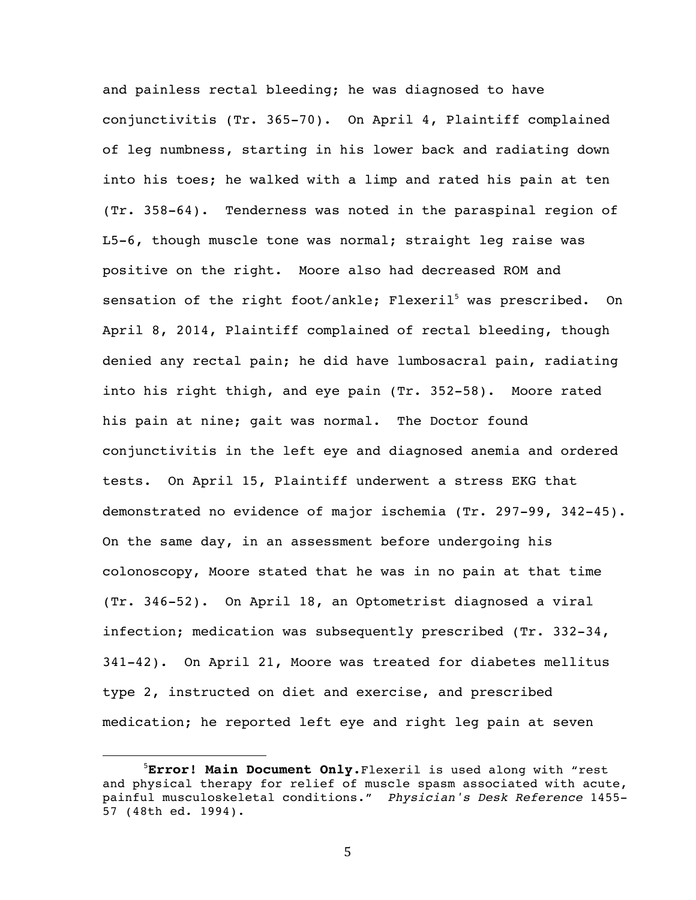and painless rectal bleeding; he was diagnosed to have conjunctivitis (Tr. 365-70). On April 4, Plaintiff complained of leg numbness, starting in his lower back and radiating down into his toes; he walked with a limp and rated his pain at ten (Tr. 358-64). Tenderness was noted in the paraspinal region of L5-6, though muscle tone was normal; straight leg raise was positive on the right. Moore also had decreased ROM and sensation of the right foot/ankle; Flexeril[5] was prescribed. On April 8, 2014, Plaintiff complained of rectal bleeding, though denied any rectal pain; he did have lumbosacral pain, radiating into his right thigh, and eye pain (Tr. 352-58). Moore rated his pain at nine; gait was normal. The Doctor found conjunctivitis in the left eye and diagnosed anemia and ordered tests. On April 15, Plaintiff underwent a stress EKG that demonstrated no evidence of major ischemia (Tr. 297-99, 342-45). On the same day, in an assessment before undergoing his colonoscopy, Moore stated that he was in no pain at that time (Tr. 346-52). On April 18, an Optometrist diagnosed a viral infection; medication was subsequently prescribed (Tr. 332-34, 341-42). On April 21, Moore was treated for diabetes mellitus type 2, instructed on diet and exercise, and prescribed medication; he reported left eye and right leg pain at seven

---

[5]**Error! Main Document Only.**Flexeril is used along with "rest and physical therapy for relief of muscle spasm associated with acute, painful musculoskeletal conditions." *Physician's Desk Reference* 1455-57 (48th ed. 1994).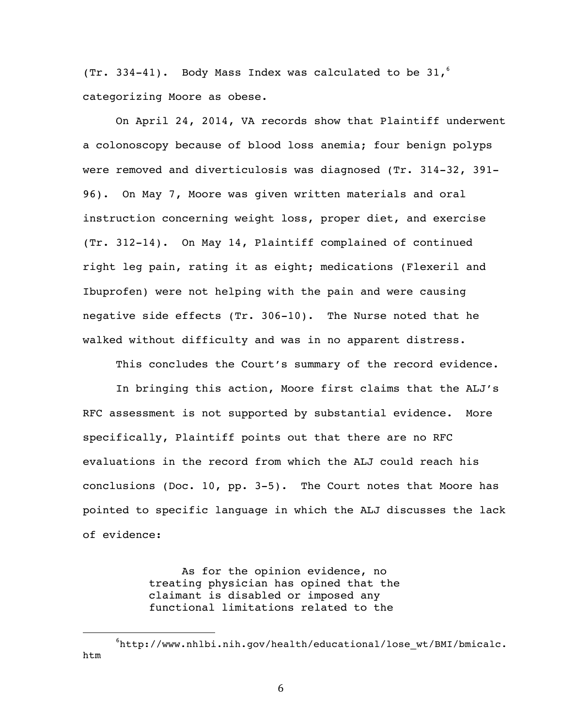(Tr. 334-41). Body Mass Index was calculated to be 31,[6] categorizing Moore as obese.

On April 24, 2014, VA records show that Plaintiff underwent a colonoscopy because of blood loss anemia; four benign polyps were removed and diverticulosis was diagnosed (Tr. 314-32, 391-96). On May 7, Moore was given written materials and oral instruction concerning weight loss, proper diet, and exercise (Tr. 312-14). On May 14, Plaintiff complained of continued right leg pain, rating it as eight; medications (Flexeril and Ibuprofen) were not helping with the pain and were causing negative side effects (Tr. 306-10). The Nurse noted that he walked without difficulty and was in no apparent distress.

This concludes the Court's summary of the record evidence.

In bringing this action, Moore first claims that the ALJ's RFC assessment is not supported by substantial evidence. More specifically, Plaintiff points out that there are no RFC evaluations in the record from which the ALJ could reach his conclusions (Doc. 10, pp. 3-5). The Court notes that Moore has pointed to specific language in which the ALJ discusses the lack of evidence:

> As for the opinion evidence, no treating physician has opined that the claimant is disabled or imposed any functional limitations related to the

[6] http://www.nhlbi.nih.gov/health/educational/lose_wt/BMI/bmicalc.htm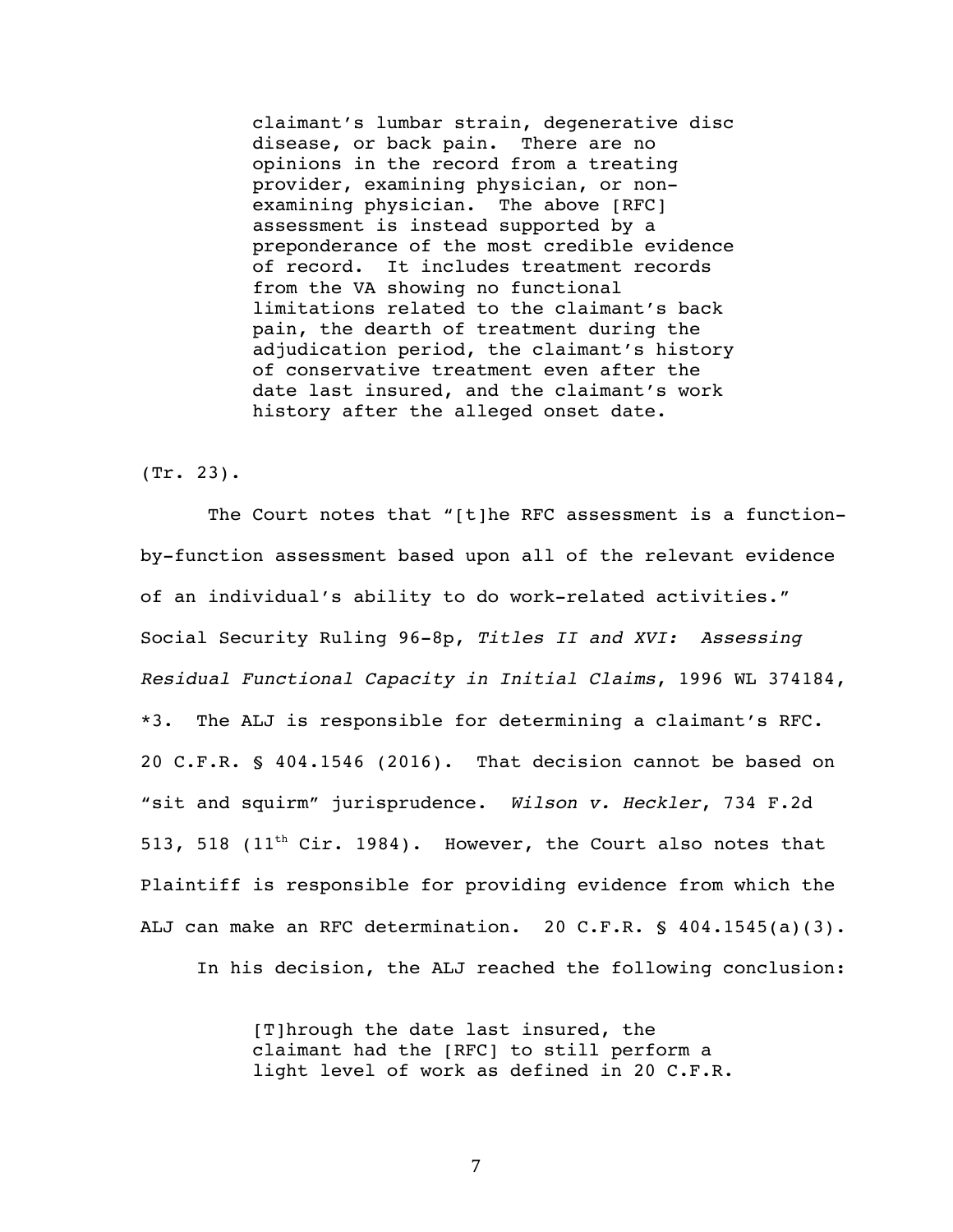> claimant's lumbar strain, degenerative disc disease, or back pain. There are no opinions in the record from a treating provider, examining physician, or non-examining physician. The above [RFC] assessment is instead supported by a preponderance of the most credible evidence of record. It includes treatment records from the VA showing no functional limitations related to the claimant's back pain, the dearth of treatment during the adjudication period, the claimant's history of conservative treatment even after the date last insured, and the claimant's work history after the alleged onset date.

(Tr. 23).

The Court notes that "[t]he RFC assessment is a function-by-function assessment based upon all of the relevant evidence of an individual's ability to do work-related activities." Social Security Ruling 96-8p, *Titles II and XVI: Assessing Residual Functional Capacity in Initial Claims*, 1996 WL 374184, *3. The ALJ is responsible for determining a claimant's RFC. 20 C.F.R. § 404.1546 (2016). That decision cannot be based on "sit and squirm" jurisprudence. *Wilson v. Heckler*, 734 F.2d 513, 518 (11th Cir. 1984). However, the Court also notes that Plaintiff is responsible for providing evidence from which the ALJ can make an RFC determination. 20 C.F.R. § 404.1545(a)(3).

In his decision, the ALJ reached the following conclusion:

> [T]hrough the date last insured, the claimant had the [RFC] to still perform a light level of work as defined in 20 C.F.R.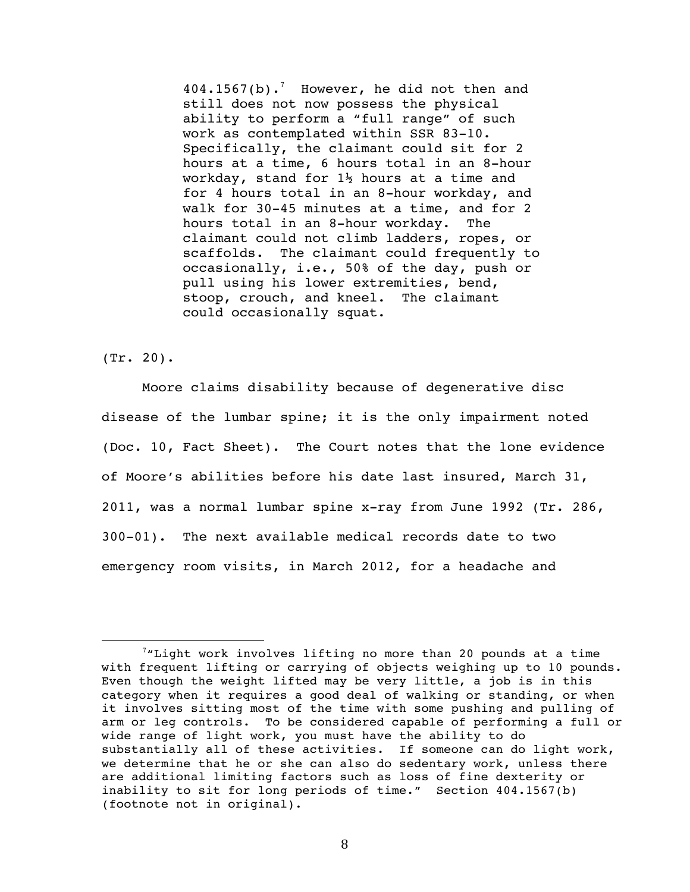> 404.1567(b).[7] However, he did not then and still does not now possess the physical ability to perform a "full range" of such work as contemplated within SSR 83-10. Specifically, the claimant could sit for 2 hours at a time, 6 hours total in an 8-hour workday, stand for 1½ hours at a time and for 4 hours total in an 8-hour workday, and walk for 30-45 minutes at a time, and for 2 hours total in an 8-hour workday. The claimant could not climb ladders, ropes, or scaffolds. The claimant could frequently to occasionally, i.e., 50% of the day, push or pull using his lower extremities, bend, stoop, crouch, and kneel. The claimant could occasionally squat.

(Tr. 20).

Moore claims disability because of degenerative disc disease of the lumbar spine; it is the only impairment noted (Doc. 10, Fact Sheet). The Court notes that the lone evidence of Moore's abilities before his date last insured, March 31, 2011, was a normal lumbar spine x-ray from June 1992 (Tr. 286, 300-01). The next available medical records date to two emergency room visits, in March 2012, for a headache and

---

[7] "Light work involves lifting no more than 20 pounds at a time with frequent lifting or carrying of objects weighing up to 10 pounds. Even though the weight lifted may be very little, a job is in this category when it requires a good deal of walking or standing, or when it involves sitting most of the time with some pushing and pulling of arm or leg controls. To be considered capable of performing a full or wide range of light work, you must have the ability to do substantially all of these activities. If someone can do light work, we determine that he or she can also do sedentary work, unless there are additional limiting factors such as loss of fine dexterity or inability to sit for long periods of time." Section 404.1567(b) (footnote not in original).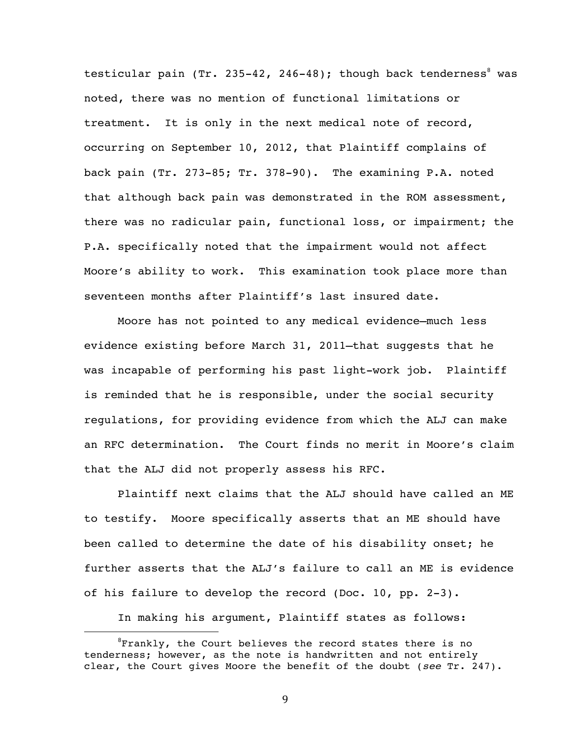testicular pain (Tr. 235-42, 246-48); though back tenderness[8] was noted, there was no mention of functional limitations or treatment. It is only in the next medical note of record, occurring on September 10, 2012, that Plaintiff complains of back pain (Tr. 273-85; Tr. 378-90). The examining P.A. noted that although back pain was demonstrated in the ROM assessment, there was no radicular pain, functional loss, or impairment; the P.A. specifically noted that the impairment would not affect Moore's ability to work. This examination took place more than seventeen months after Plaintiff's last insured date.

Moore has not pointed to any medical evidence—much less evidence existing before March 31, 2011—that suggests that he was incapable of performing his past light-work job. Plaintiff is reminded that he is responsible, under the social security regulations, for providing evidence from which the ALJ can make an RFC determination. The Court finds no merit in Moore's claim that the ALJ did not properly assess his RFC.

Plaintiff next claims that the ALJ should have called an ME to testify. Moore specifically asserts that an ME should have been called to determine the date of his disability onset; he further asserts that the ALJ's failure to call an ME is evidence of his failure to develop the record (Doc. 10, pp. 2-3).

In making his argument, Plaintiff states as follows:

[8] Frankly, the Court believes the record states there is no tenderness; however, as the note is handwritten and not entirely clear, the Court gives Moore the benefit of the doubt (*see* Tr. 247).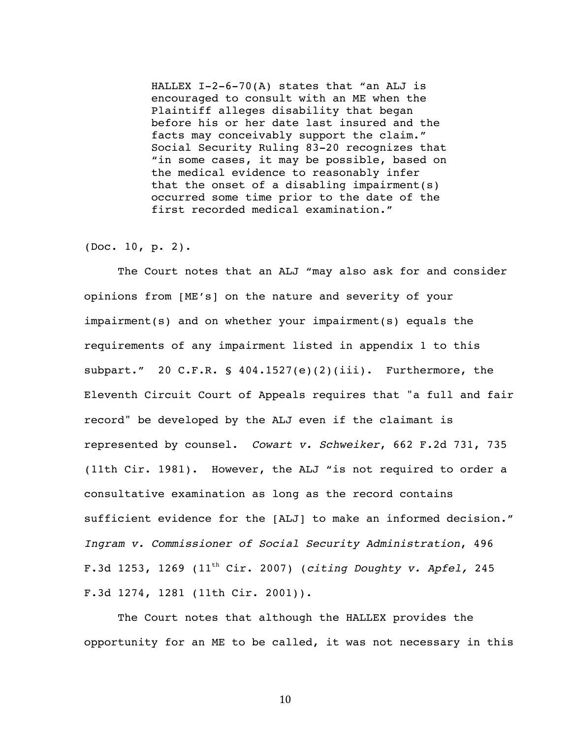> HALLEX I-2-6-70(A) states that “an ALJ is encouraged to consult with an ME when the Plaintiff alleges disability that began before his or her date last insured and the facts may conceivably support the claim.” Social Security Ruling 83-20 recognizes that “in some cases, it may be possible, based on the medical evidence to reasonably infer that the onset of a disabling impairment(s) occurred some time prior to the date of the first recorded medical examination.”

(Doc. 10, p. 2).

The Court notes that an ALJ “may also ask for and consider opinions from [ME’s] on the nature and severity of your impairment(s) and on whether your impairment(s) equals the requirements of any impairment listed in appendix 1 to this subpart.” 20 C.F.R. § 404.1527(e)(2)(iii). Furthermore, the Eleventh Circuit Court of Appeals requires that "a full and fair record" be developed by the ALJ even if the claimant is represented by counsel. *Cowart v. Schweiker*, 662 F.2d 731, 735 (11th Cir. 1981). However, the ALJ “is not required to order a consultative examination as long as the record contains sufficient evidence for the [ALJ] to make an informed decision.” *Ingram v. Commissioner of Social Security Administration*, 496 F.3d 1253, 1269 (11th Cir. 2007) (*citing Doughty v. Apfel,* 245 F.3d 1274, 1281 (11th Cir. 2001)).

The Court notes that although the HALLEX provides the opportunity for an ME to be called, it was not necessary in this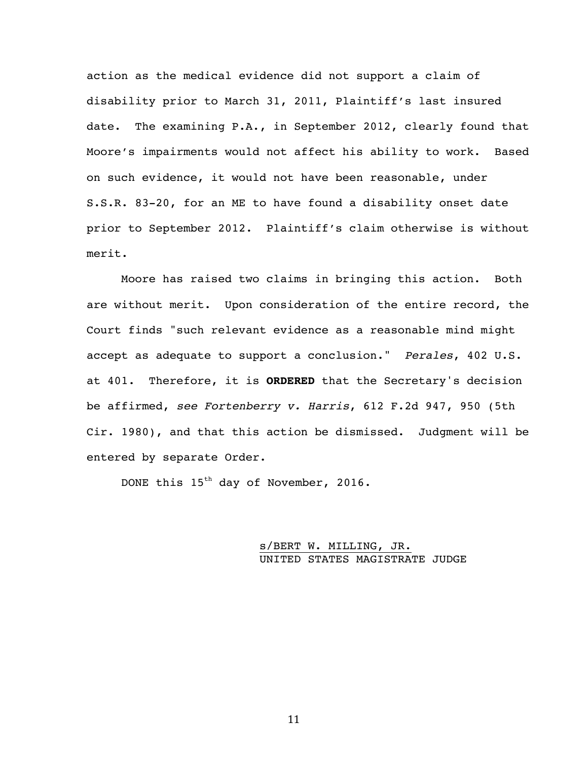action as the medical evidence did not support a claim of disability prior to March 31, 2011, Plaintiff's last insured date. The examining P.A., in September 2012, clearly found that Moore's impairments would not affect his ability to work. Based on such evidence, it would not have been reasonable, under S.S.R. 83-20, for an ME to have found a disability onset date prior to September 2012. Plaintiff's claim otherwise is without merit.

Moore has raised two claims in bringing this action. Both are without merit. Upon consideration of the entire record, the Court finds "such relevant evidence as a reasonable mind might accept as adequate to support a conclusion." *Perales*, 402 U.S. at 401. Therefore, it is **ORDERED** that the Secretary's decision be affirmed, *see Fortenberry v. Harris*, 612 F.2d 947, 950 (5th Cir. 1980), and that this action be dismissed. Judgment will be entered by separate Order.

DONE this 15th day of November, 2016.

s/BERT W. MILLING, JR.
UNITED STATES MAGISTRATE JUDGE